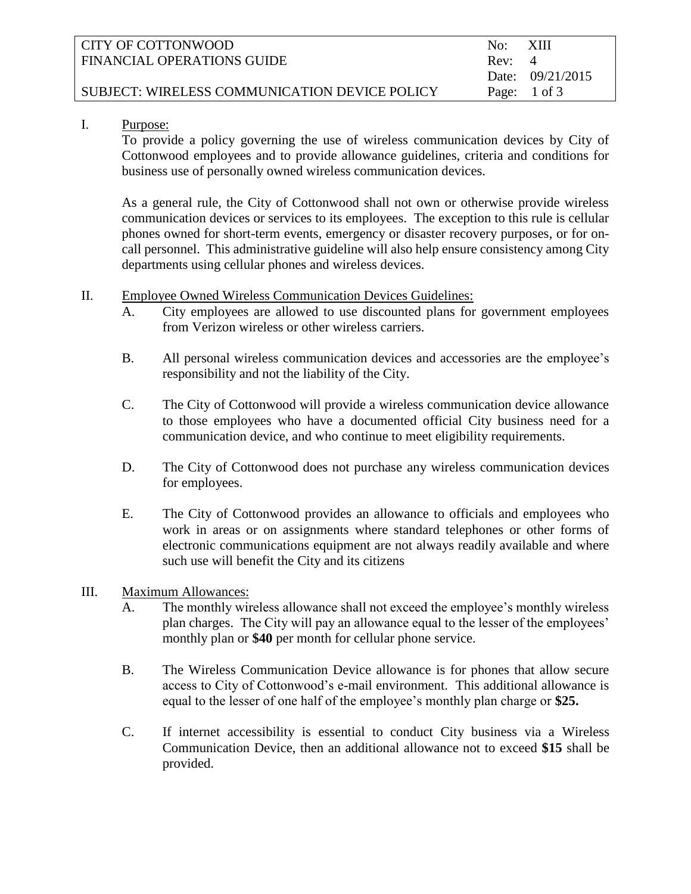| CITY OF COTTONWOOD | No: XIII |
|---|---|
| FINANCIAL OPERATIONS GUIDE | Rev: 4 |
| | Date: 09/21/2015 |
| SUBJECT: WIRELESS COMMUNICATION DEVICE POLICY | |

## I. Purpose:

To provide a policy governing the use of wireless communication devices by City of Cottonwood employees and to provide allowance guidelines, criteria and conditions for business use of personally owned wireless communication devices.

As a general rule, the City of Cottonwood shall not own or otherwise provide wireless communication devices or services to its employees. The exception to this rule is cellular phones owned for short-term events, emergency or disaster recovery purposes, or for on-call personnel. This administrative guideline will also help ensure consistency among City departments using cellular phones and wireless devices.

## II. Employee Owned Wireless Communication Devices Guidelines:

A. City employees are allowed to use discounted plans for government employees from Verizon wireless or other wireless carriers.

B. All personal wireless communication devices and accessories are the employee's responsibility and not the liability of the City.

C. The City of Cottonwood will provide a wireless communication device allowance to those employees who have a documented official City business need for a communication device, and who continue to meet eligibility requirements.

D. The City of Cottonwood does not purchase any wireless communication devices for employees.

E. The City of Cottonwood provides an allowance to officials and employees who work in areas or on assignments where standard telephones or other forms of electronic communications equipment are not always readily available and where such use will benefit the City and its citizens

## III. Maximum Allowances:

A. The monthly wireless allowance shall not exceed the employee's monthly wireless plan charges. The City will pay an allowance equal to the lesser of the employees' monthly plan or **$40** per month for cellular phone service.

B. The Wireless Communication Device allowance is for phones that allow secure access to City of Cottonwood's e-mail environment. This additional allowance is equal to the lesser of one half of the employee's monthly plan charge or **$25.**

C. If internet accessibility is essential to conduct City business via a Wireless Communication Device, then an additional allowance not to exceed **$15** shall be provided.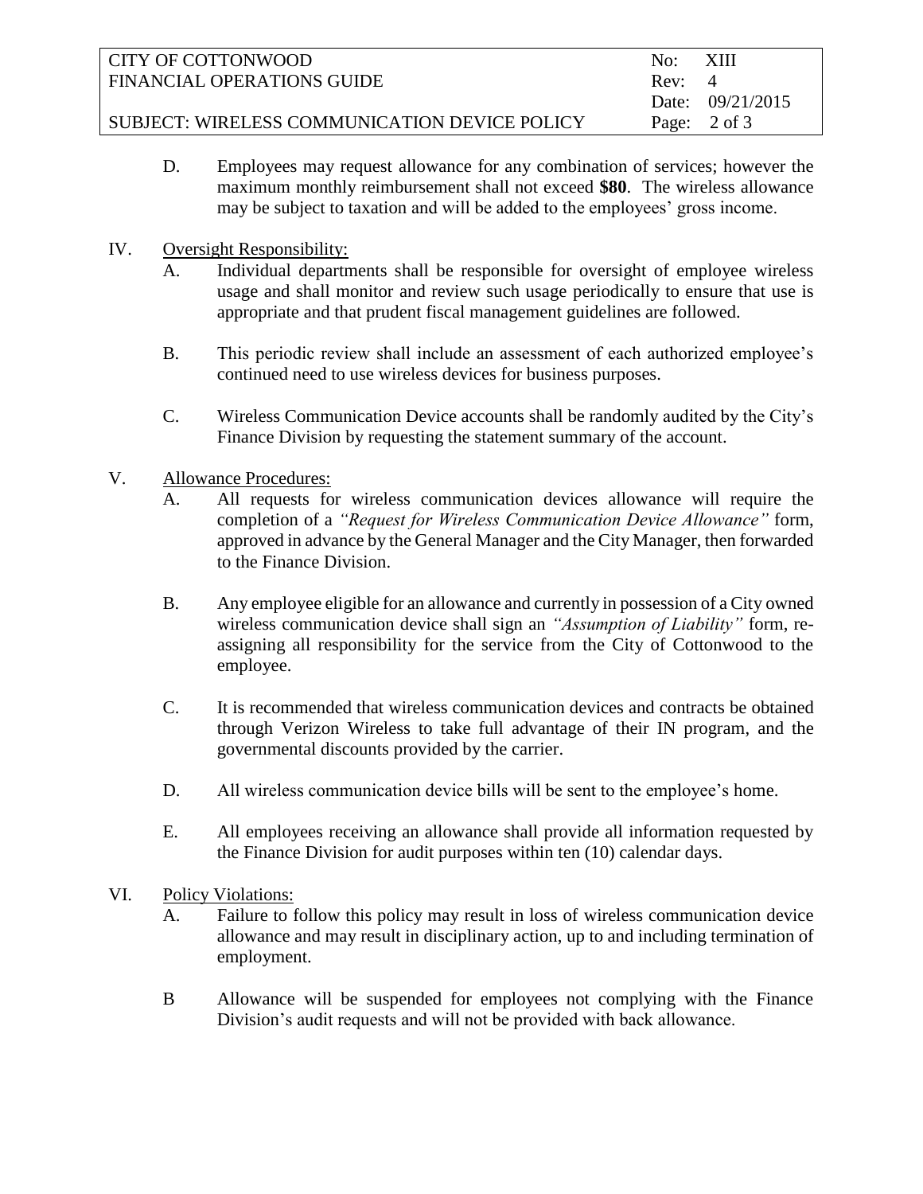D. Employees may request allowance for any combination of services; however the maximum monthly reimbursement shall not exceed **$80**. The wireless allowance may be subject to taxation and will be added to the employees' gross income.

IV. Oversight Responsibility:

A. Individual departments shall be responsible for oversight of employee wireless usage and shall monitor and review such usage periodically to ensure that use is appropriate and that prudent fiscal management guidelines are followed.

B. This periodic review shall include an assessment of each authorized employee's continued need to use wireless devices for business purposes.

C. Wireless Communication Device accounts shall be randomly audited by the City's Finance Division by requesting the statement summary of the account.

V. Allowance Procedures:

A. All requests for wireless communication devices allowance will require the completion of a *"Request for Wireless Communication Device Allowance"* form, approved in advance by the General Manager and the City Manager, then forwarded to the Finance Division.

B. Any employee eligible for an allowance and currently in possession of a City owned wireless communication device shall sign an *"Assumption of Liability"* form, re-assigning all responsibility for the service from the City of Cottonwood to the employee.

C. It is recommended that wireless communication devices and contracts be obtained through Verizon Wireless to take full advantage of their IN program, and the governmental discounts provided by the carrier.

D. All wireless communication device bills will be sent to the employee's home.

E. All employees receiving an allowance shall provide all information requested by the Finance Division for audit purposes within ten (10) calendar days.

VI. Policy Violations:

A. Failure to follow this policy may result in loss of wireless communication device allowance and may result in disciplinary action, up to and including termination of employment.

B Allowance will be suspended for employees not complying with the Finance Division's audit requests and will not be provided with back allowance.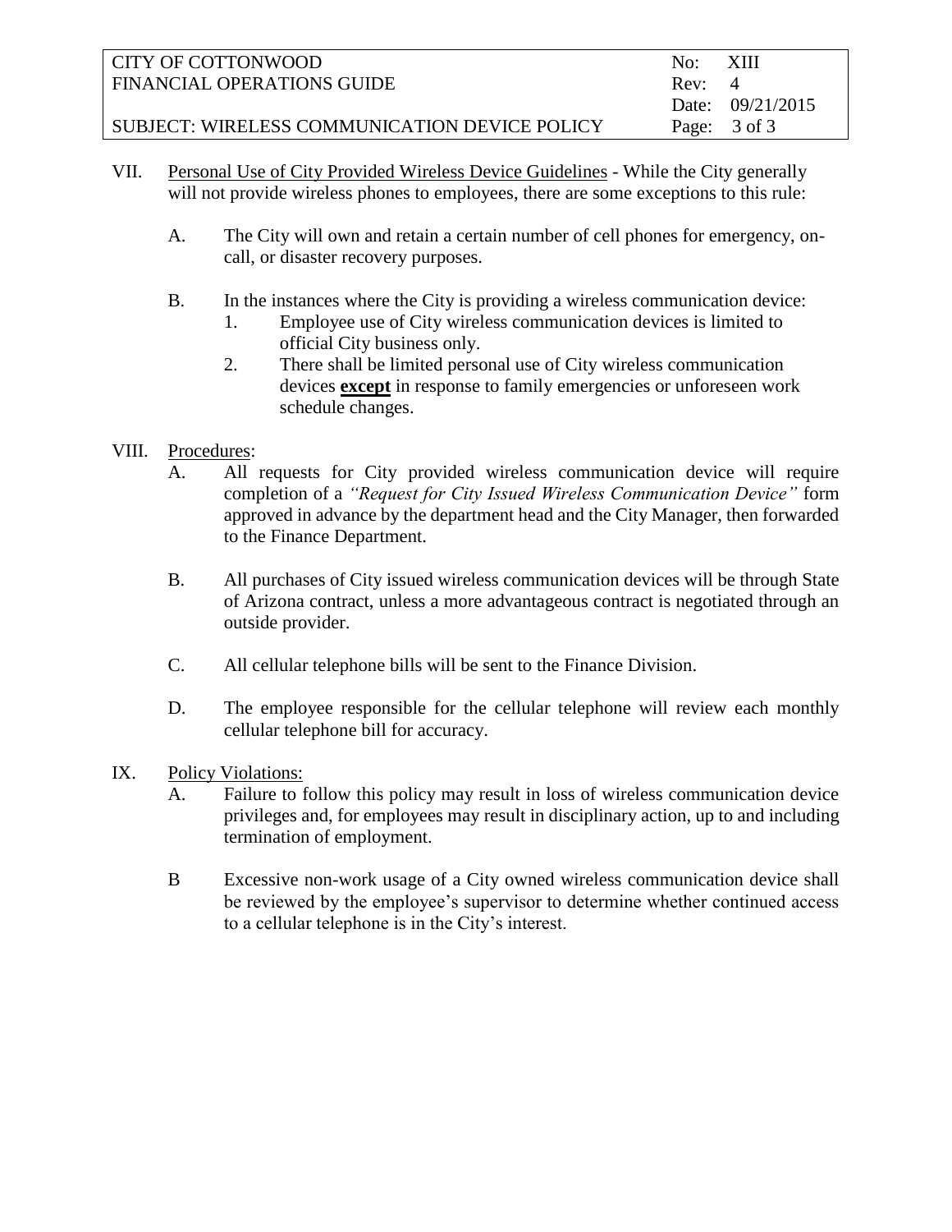VII. Personal Use of City Provided Wireless Device Guidelines - While the City generally will not provide wireless phones to employees, there are some exceptions to this rule:

A. The City will own and retain a certain number of cell phones for emergency, on-call, or disaster recovery purposes.

B. In the instances where the City is providing a wireless communication device:

1. Employee use of City wireless communication devices is limited to official City business only.
2. There shall be limited personal use of City wireless communication devices **except** in response to family emergencies or unforeseen work schedule changes.

VIII. Procedures:

A. All requests for City provided wireless communication device will require completion of a *"Request for City Issued Wireless Communication Device"* form approved in advance by the department head and the City Manager, then forwarded to the Finance Department.

B. All purchases of City issued wireless communication devices will be through State of Arizona contract, unless a more advantageous contract is negotiated through an outside provider.

C. All cellular telephone bills will be sent to the Finance Division.

D. The employee responsible for the cellular telephone will review each monthly cellular telephone bill for accuracy.

IX. Policy Violations:

A. Failure to follow this policy may result in loss of wireless communication device privileges and, for employees may result in disciplinary action, up to and including termination of employment.

B Excessive non-work usage of a City owned wireless communication device shall be reviewed by the employee's supervisor to determine whether continued access to a cellular telephone is in the City's interest.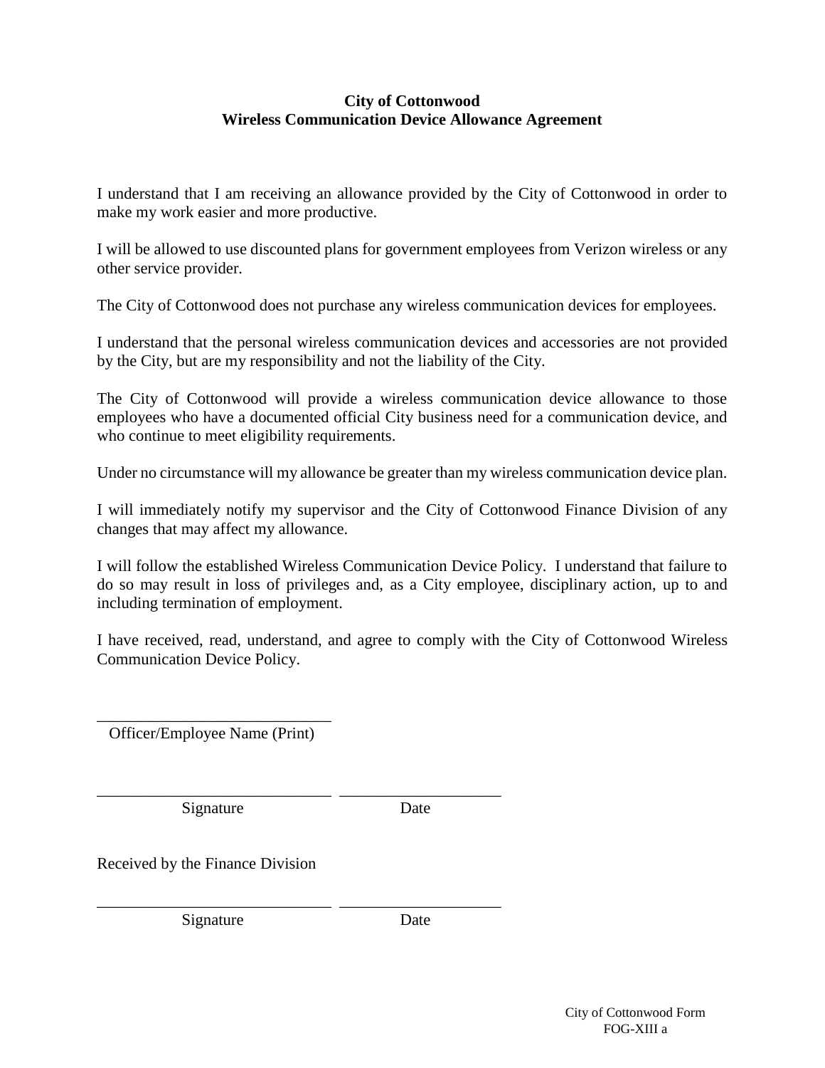# City of Cottonwood
## Wireless Communication Device Allowance Agreement

I understand that I am receiving an allowance provided by the City of Cottonwood in order to make my work easier and more productive.

I will be allowed to use discounted plans for government employees from Verizon wireless or any other service provider.

The City of Cottonwood does not purchase any wireless communication devices for employees.

I understand that the personal wireless communication devices and accessories are not provided by the City, but are my responsibility and not the liability of the City.

The City of Cottonwood will provide a wireless communication device allowance to those employees who have a documented official City business need for a communication device, and who continue to meet eligibility requirements.

Under no circumstance will my allowance be greater than my wireless communication device plan.

I will immediately notify my supervisor and the City of Cottonwood Finance Division of any changes that may affect my allowance.

I will follow the established Wireless Communication Device Policy. I understand that failure to do so may result in loss of privileges and, as a City employee, disciplinary action, up to and including termination of employment.

I have received, read, understand, and agree to comply with the City of Cottonwood Wireless Communication Device Policy.

\_\_\_\_\_\_\_\_\_\_\_\_\_\_\_\_\_\_\_\_\_\_\_\_\_\_\_\_\_\_
Officer/Employee Name (Print)

\_\_\_\_\_\_\_\_\_\_\_\_\_\_\_\_\_\_\_\_\_\_\_\_\_\_\_\_\_\_ \_\_\_\_\_\_\_\_\_\_\_\_\_\_\_\_\_\_\_\_
Signature Date

Received by the Finance Division

\_\_\_\_\_\_\_\_\_\_\_\_\_\_\_\_\_\_\_\_\_\_\_\_\_\_\_\_\_\_ \_\_\_\_\_\_\_\_\_\_\_\_\_\_\_\_\_\_\_\_
Signature Date

City of Cottonwood Form
FOG-XIII a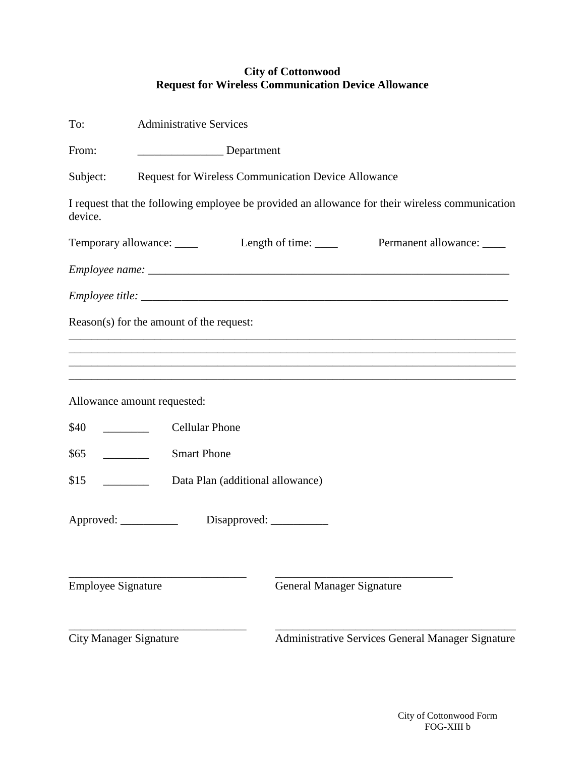**City of Cottonwood**
**Request for Wireless Communication Device Allowance**

To: Administrative Services

From: _______________ Department

Subject: Request for Wireless Communication Device Allowance

I request that the following employee be provided an allowance for their wireless communication device.

Temporary allowance: ____ Length of time: ____ Permanent allowance: ____

*Employee name:* _________________________________________________________________

*Employee title:* _________________________________________________________________

Reason(s) for the amount of the request:

_____________________________________________________________________________

_____________________________________________________________________________

_____________________________________________________________________________

_____________________________________________________________________________

Allowance amount requested:

$40 ________ Cellular Phone

$65 ________ Smart Phone

$15 ________ Data Plan (additional allowance)

Approved: __________ Disapproved: __________

_______________________________ 
Employee Signature

_______________________________ 
General Manager Signature

_______________________________ 
City Manager Signature

__________________________________________ 
Administrative Services General Manager Signature

City of Cottonwood Form
FOG-XIII b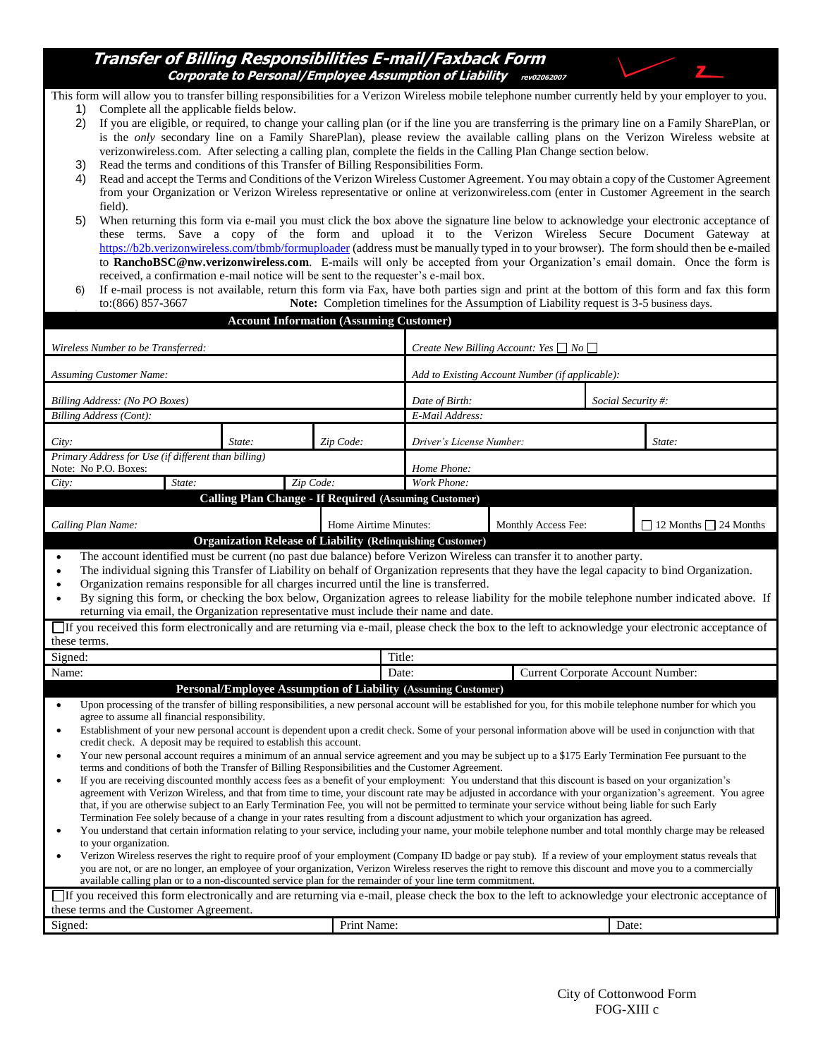# Transfer of Billing Responsibilities E-mail/Faxback Form

## Corporate to Personal/Employee Assumption of Liability rev02062007

This form will allow you to transfer billing responsibilities for a Verizon Wireless mobile telephone number currently held by your employer to you.

1) Complete all the applicable fields below.
2) If you are eligible, or required, to change your calling plan (or if the line you are transferring is the primary line on a Family SharePlan, or is the *only* secondary line on a Family SharePlan), please review the available calling plans on the Verizon Wireless website at verizonwireless.com. After selecting a calling plan, complete the fields in the Calling Plan Change section below.
3) Read the terms and conditions of this Transfer of Billing Responsibilities Form.
4) Read and accept the Terms and Conditions of the Verizon Wireless Customer Agreement. You may obtain a copy of the Customer Agreement from your Organization or Verizon Wireless representative or online at verizonwireless.com (enter in Customer Agreement in the search field).
5) When returning this form via e-mail you must click the box above the signature line below to acknowledge your electronic acceptance of these terms. Save a copy of the form and upload it to the Verizon Wireless Secure Document Gateway at https://b2b.verizonwireless.com/tbmb/formuploader (address must be manually typed in to your browser). The form should then be e-mailed to **RanchoBSC@nw.verizonwireless.com**. E-mails will only be accepted from your Organization's email domain. Once the form is received, a confirmation e-mail notice will be sent to the requester's e-mail box.
6) If e-mail process is not available, return this form via Fax, have both parties sign and print at the bottom of this form and fax this form to:(866) 857-3667 **Note:** Completion timelines for the Assumption of Liability request is 3-5 business days.

### Account Information (Assuming Customer)

| | | | | |
|---|---|---|---|---|
| *Wireless Number to be Transferred:* | | | *Create New Billing Account: Yes* ☐ *No* ☐ | |
| *Assuming Customer Name:* | | | *Add to Existing Account Number (if applicable):* | |
| *Billing Address: (No PO Boxes)* | | | *Date of Birth:* | *Social Security #:* |
| *Billing Address (Cont):* | | | *E-Mail Address:* | |
| *City:* | *State:* | *Zip Code:* | *Driver's License Number:* | *State:* |
| *Primary Address for Use (if different than billing)* Note: No P.O. Boxes: | | | *Home Phone:* | |
| *City:* | *State:* | *Zip Code:* | *Work Phone:* | |

### Calling Plan Change - If Required (Assuming Customer)

| | | | |
|---|---|---|---|
| *Calling Plan Name:* | Home Airtime Minutes: | Monthly Access Fee: | ☐ 12 Months ☐ 24 Months |

### Organization Release of Liability (Relinquishing Customer)

- The account identified must be current (no past due balance) before Verizon Wireless can transfer it to another party.
- The individual signing this Transfer of Liability on behalf of Organization represents that they have the legal capacity to bind Organization.
- Organization remains responsible for all charges incurred until the line is transferred.
- By signing this form, or checking the box below, Organization agrees to release liability for the mobile telephone number indicated above. If returning via email, the Organization representative must include their name and date.

☐If you received this form electronically and are returning via e-mail, please check the box to the left to acknowledge your electronic acceptance of these terms.

| | | |
|---|---|---|
| Signed: | Title: | |
| Name: | Date: | Current Corporate Account Number: |

### Personal/Employee Assumption of Liability (Assuming Customer)

- Upon processing of the transfer of billing responsibilities, a new personal account will be established for you, for this mobile telephone number for which you agree to assume all financial responsibility.
- Establishment of your new personal account is dependent upon a credit check. Some of your personal information above will be used in conjunction with that credit check. A deposit may be required to establish this account.
- Your new personal account requires a minimum of an annual service agreement and you may be subject up to a $175 Early Termination Fee pursuant to the terms and conditions of both the Transfer of Billing Responsibilities and the Customer Agreement.
- If you are receiving discounted monthly access fees as a benefit of your employment: You understand that this discount is based on your organization's agreement with Verizon Wireless, and that from time to time, your discount rate may be adjusted in accordance with your organization's agreement. You agree that, if you are otherwise subject to an Early Termination Fee, you will not be permitted to terminate your service without being liable for such Early Termination Fee solely because of a change in your rates resulting from a discount adjustment to which your organization has agreed.
- You understand that certain information relating to your service, including your name, your mobile telephone number and total monthly charge may be released to your organization.
- Verizon Wireless reserves the right to require proof of your employment (Company ID badge or pay stub). If a review of your employment status reveals that you are not, or are no longer, an employee of your organization, Verizon Wireless reserves the right to remove this discount and move you to a commercially available calling plan or to a non-discounted service plan for the remainder of your line term commitment.

☐If you received this form electronically and are returning via e-mail, please check the box to the left to acknowledge your electronic acceptance of these terms and the Customer Agreement.

| | | |
|---|---|---|
| Signed: | Print Name: | Date: |

City of Cottonwood Form
FOG-XIII c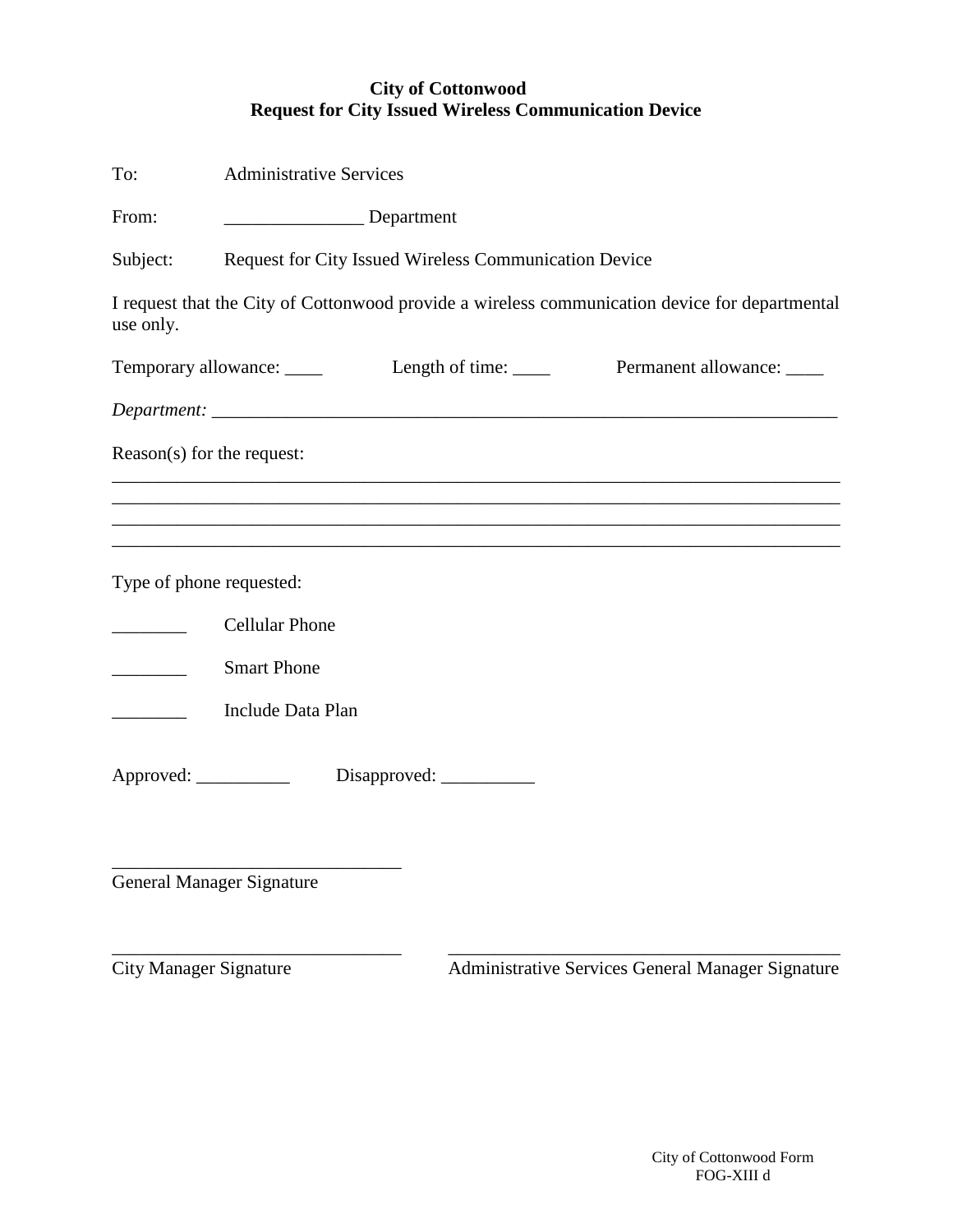**City of Cottonwood**
**Request for City Issued Wireless Communication Device**

To: Administrative Services

From: _______________ Department

Subject: Request for City Issued Wireless Communication Device

I request that the City of Cottonwood provide a wireless communication device for departmental use only.

Temporary allowance: ____ Length of time: ____ Permanent allowance: ____

*Department:* ______________________________________________________________________

Reason(s) for the request:

______________________________________________________________________________
______________________________________________________________________________
______________________________________________________________________________
______________________________________________________________________________

Type of phone requested:

________ Cellular Phone

________ Smart Phone

________ Include Data Plan

Approved: __________ Disapproved: __________

_______________________________
General Manager Signature

_______________________________
City Manager Signature

__________________________________________
Administrative Services General Manager Signature

City of Cottonwood Form
FOG-XIII d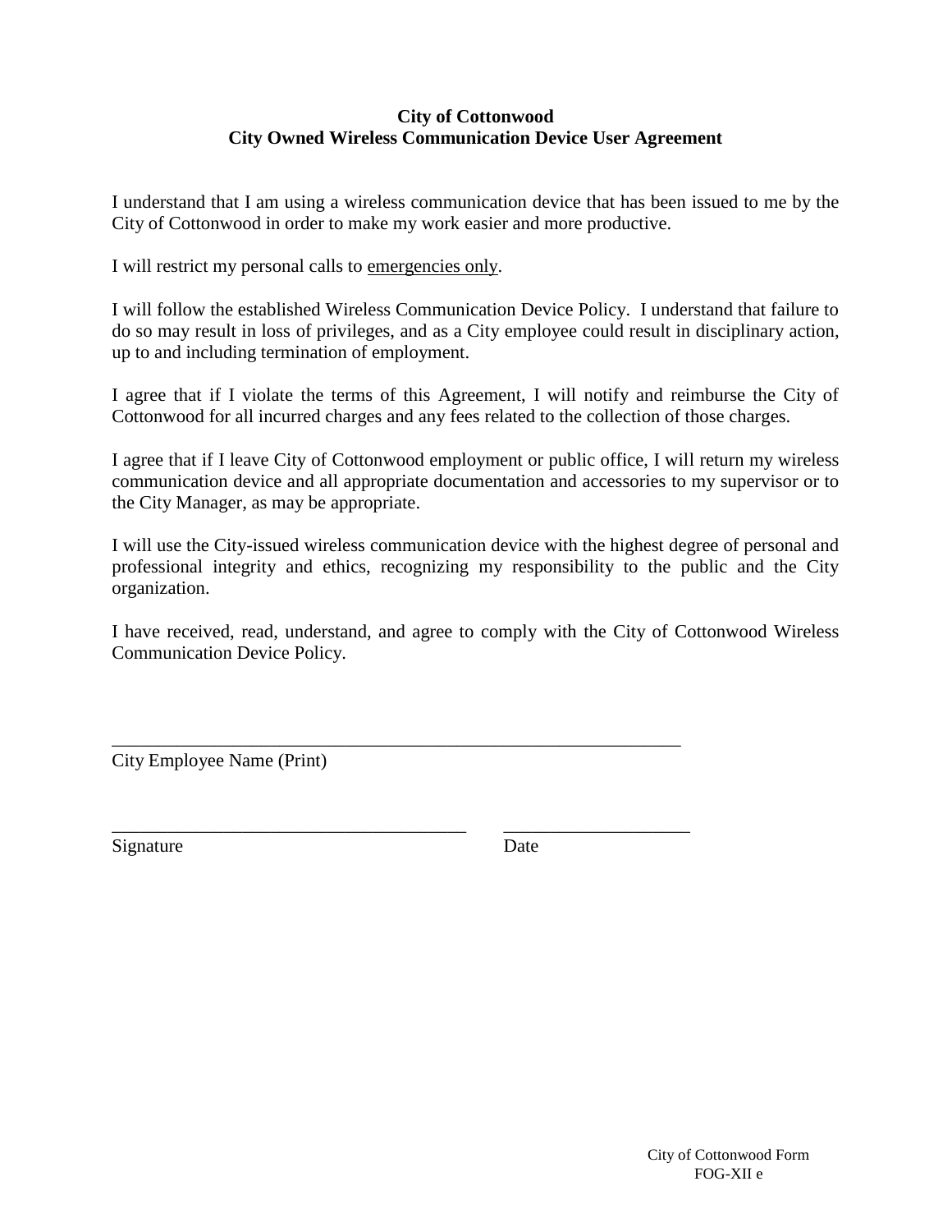**City of Cottonwood**
**City Owned Wireless Communication Device User Agreement**

I understand that I am using a wireless communication device that has been issued to me by the City of Cottonwood in order to make my work easier and more productive.

I will restrict my personal calls to <u>emergencies only</u>.

I will follow the established Wireless Communication Device Policy. I understand that failure to do so may result in loss of privileges, and as a City employee could result in disciplinary action, up to and including termination of employment.

I agree that if I violate the terms of this Agreement, I will notify and reimburse the City of Cottonwood for all incurred charges and any fees related to the collection of those charges.

I agree that if I leave City of Cottonwood employment or public office, I will return my wireless communication device and all appropriate documentation and accessories to my supervisor or to the City Manager, as may be appropriate.

I will use the City-issued wireless communication device with the highest degree of personal and professional integrity and ethics, recognizing my responsibility to the public and the City organization.

I have received, read, understand, and agree to comply with the City of Cottonwood Wireless Communication Device Policy.

______________________________________________________________
City Employee Name (Print)

_______________________________________ ____________________
Signature Date

City of Cottonwood Form
FOG-XII e